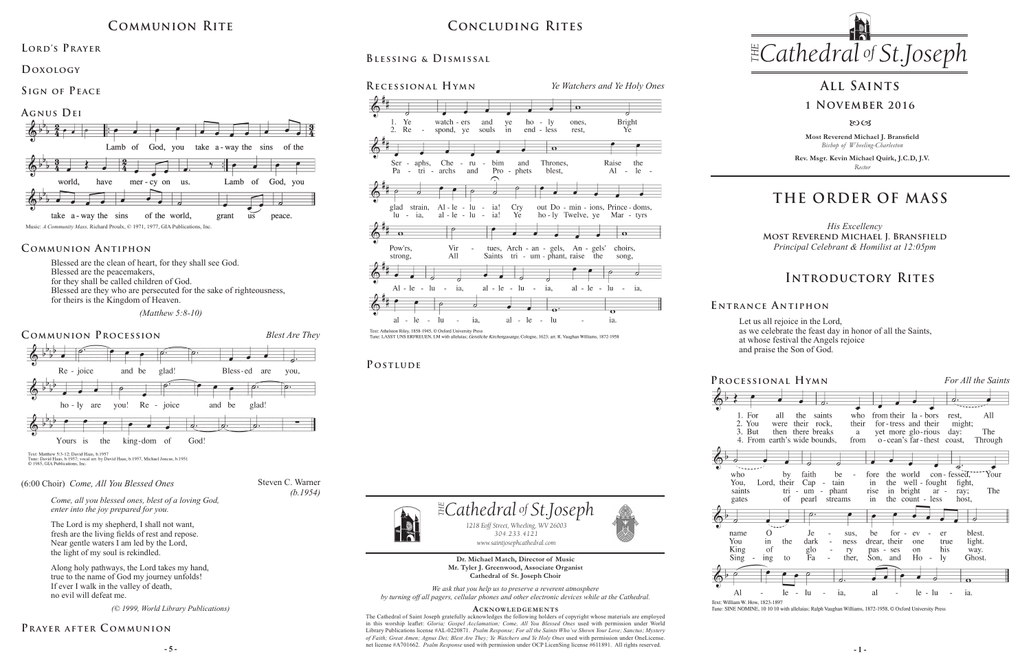## Communion Rite

### Lord's Prayer

### Doxology

### Sign of Peace

### Agnus Dei

Lamb of God, you take a-way the sins of the world, have mer-cy on us. Lamb of God, you take a-way the sins of the world, grant us peace.

Music: *A Community Mass*, Richard Proulx, © 1971, 1977, GIA Publications, Inc.

### Communion Antiphon

Blessed are the clean of heart, for they shall see God.
Blessed are the peacemakers,
for they shall be called children of God.
Blessed are they who are persecuted for the sake of righteousness,
for theirs is the Kingdom of Heaven.

*(Matthew 5:8-10)*

### Communion Procession

*Blest Are They*

Re - joice and be glad! Bless-ed are you, ho - ly are you! Re - joice and be glad! Yours is the king-dom of God!

Text: Matthew 5:3-12; David Haas, b.1957
Tune: David Haas, b.1957; vocal arr. by David Haas, b.1957, Michael Joncas, b.1951
© 1985, GIA Publications, Inc.

(6:00 Choir) *Come, All You Blessed Ones* — Steven C. Warner *(b.1954)*

*Come, all you blessed ones, blest of a loving God,*
*enter into the joy prepared for you.*

The Lord is my shepherd, I shall not want,
fresh are the living fields of rest and repose.
Near gentle waters I am led by the Lord,
the light of my soul is rekindled.

Along holy pathways, the Lord takes my hand,
true to the name of God my journey unfolds!
If ever I walk in the valley of death,
no evil will defeat me.

*(© 1999, World Library Publications)*

### Prayer after Communion

## Concluding Rites

### Blessing & Dismissal

### Recessional Hymn

*Ye Watchers and Ye Holy Ones*

1. Ye watch-ers and ye ho - ly ones, Bright Ser - aphs, Che - ru - bim and Thrones, Raise the glad strain, Al - le - lu - ia! Cry out Do - min - ions, Prince - doms, Pow'rs, Vir - tues, Arch - an - gels, An - gels' choirs, Al - le - lu - ia, al - le - lu - ia, al - le - lu - ia, al - le - lu - ia, al - le - lu - ia.

2. Re - spond, ye souls in end - less rest, Ye Pa - tri - archs and Pro - phets blest, Al - le - lu - ia, al - le - lu - ia! Ye ho - ly Twelve, ye Mar - tyrs strong, All Saints tri - um - phant, raise the song,

Text: Athelstan Riley, 1858-1945, © Oxford University Press
Tune: LASST UNS ERFREUEN, LM with alleluias; *Geistliche Kirchengesange*, Cologne, 1623; arr. R. Vaughan Williams, 1872-1958

### Postlude

*The Cathedral of St. Joseph*
*1218 Eoff Street, Wheeling, WV 26003*
*304.233.4121*
*www.saintjosephcathedral.com*

**Dr. Michael Match, Director of Music**
**Mr. Tyler J. Greenwood, Associate Organist**
**Cathedral of St. Joseph Choir**

*We ask that you help us to preserve a reverent atmosphere by turning off all pagers, cellular phones and other electronic devices while at the Cathedral.*

**Acknowledgements**

The Cathedral of Saint Joseph gratefully acknowledges the following holders of copyright whose materials are employed in this worship leaflet: *Gloria; Gospel Acclamation; Come, All You Blessed Ones* used with permission under World Library Publications license #AL-0220871. *Psalm Response; For all the Saints Who've Shown Your Love; Sanctus; Mystery of Faith; Great Amen; Agnus Dei; Blest Are They; Ye Watchers and Ye Holy Ones* used with permission under OneLicense.net license #A701662. *Psalm Response* used with permission under OCP LicenSing license #611891. All rights reserved.

# The Cathedral of St. Joseph

## All Saints

## 1 November 2016

**Most Reverend Michael J. Bransfield**
*Bishop of Wheeling-Charleston*

**Rev. Msgr. Kevin Michael Quirk, J.C.D, J.V.**
*Rector*

# The Order of Mass

*His Excellency*
**Most Reverend Michael J. Bransfield**
*Principal Celebrant & Homilist at 12:05pm*

## Introductory Rites

### Entrance Antiphon

Let us all rejoice in the Lord,
as we celebrate the feast day in honor of all the Saints,
at whose festival the Angels rejoice
and praise the Son of God.

### Processional Hymn

*For All the Saints*

1. For all the saints who from their la - bors rest, Who by faith be - fore the world con - fessed, Your name O Je - sus, be for - ev - er blest. Al - le - lu - ia, al - le - lu - ia.

2. You were their rock, their for - tress and their might; You, Lord, their Cap - tain in the well - fought fight, You in the dark - ness drear, their one true light.

3. But then there breaks a yet more glo - rious day: The saints tri - um - phant rise in bright ar - ray; The King of glo - ry pas - ses on his way.

4. From earth's wide bounds, from o - cean's far - thest coast, Through gates of pearl streams in the count - less host, Sing - ing to Fa - ther, Son, and Ho - ly Ghost.

Text: William W. How, 1823-1897
Tune: SINE NOMINE, 10 10 10 with alleluias; Ralph Vaughan Williams, 1872-1958, © Oxford University Press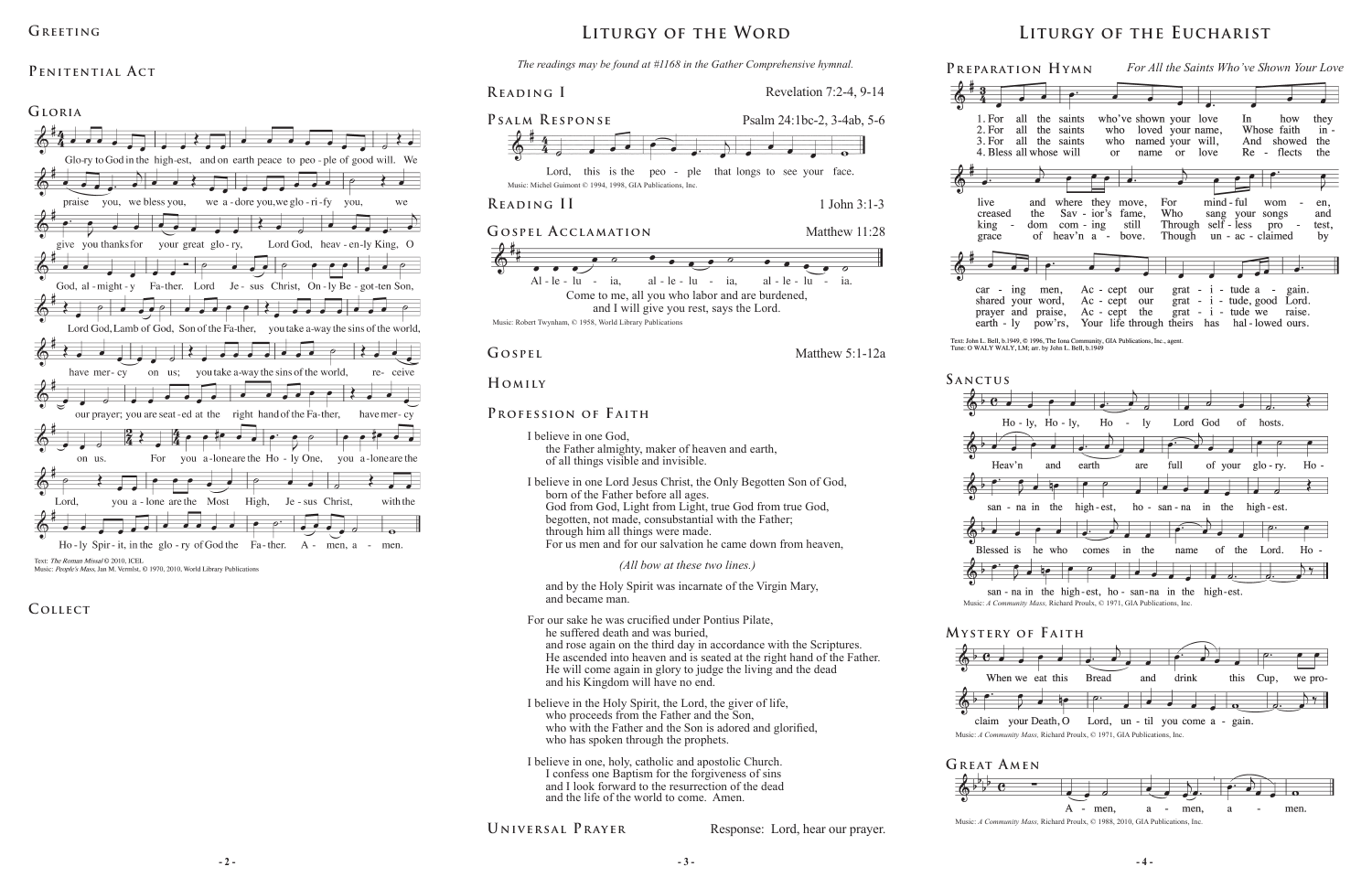## Greeting

## Penitential Act

## Gloria

Glo-ry to God in the high-est, and on earth peace to peo-ple of good will. We praise you, we bless you, we a-dore you, we glo-ri-fy you, we give you thanks for your great glo-ry, Lord God, heav-en-ly King, O God, al-migh-ty Fa-ther. Lord Je-sus Christ, On-ly Be-got-ten Son, Lord God, Lamb of God, Son of the Fa-ther, you take a-way the sins of the world, have mer-cy on us; you take a-way the sins of the world, re-ceive our prayer; you are seat-ed at the right hand of the Fa-ther, have mer-cy on us. For you a-lone are the Ho-ly One, you a-lone are the Lord, you a-lone are the Most High, Je-sus Christ, with the Ho-ly Spir-it, in the glo-ry of God the Fa-ther. A-men, a-men.

Text: *The Roman Missal* © 2010, ICEL
Music: *People's Mass*, Jan M. Vermulst, © 1970, 2010, World Library Publications

## Collect

# Liturgy of the Word

*The readings may be found at #1168 in the Gather Comprehensive hymnal.*

## Reading I

Revelation 7:2-4, 9-14

## Psalm Response

Psalm 24:1bc-2, 3-4ab, 5-6

Lord, this is the peo-ple that longs to see your face.

Music: Michel Guimont © 1994, 1998, GIA Publications, Inc.

## Reading II

1 John 3:1-3

## Gospel Acclamation

Matthew 11:28

Al-le-lu-ia, al-le-lu-ia, al-le-lu-ia.

Come to me, all you who labor and are burdened,
and I will give you rest, says the Lord.

Music: Robert Twynham, © 1958, World Library Publications

## Gospel

Matthew 5:1-12a

## Homily

## Profession of Faith

I believe in one God,
the Father almighty, maker of heaven and earth,
of all things visible and invisible.

I believe in one Lord Jesus Christ, the Only Begotten Son of God,
born of the Father before all ages.
God from God, Light from Light, true God from true God,
begotten, not made, consubstantial with the Father;
through him all things were made.
For us men and for our salvation he came down from heaven,

*(All bow at these two lines.)*

and by the Holy Spirit was incarnate of the Virgin Mary,
and became man.

For our sake he was crucified under Pontius Pilate,
he suffered death and was buried,
and rose again on the third day in accordance with the Scriptures.
He ascended into heaven and is seated at the right hand of the Father.
He will come again in glory to judge the living and the dead
and his Kingdom will have no end.

I believe in the Holy Spirit, the Lord, the giver of life,
who proceeds from the Father and the Son,
who with the Father and the Son is adored and glorified,
who has spoken through the prophets.

I believe in one, holy, catholic and apostolic Church.
I confess one Baptism for the forgiveness of sins
and I look forward to the resurrection of the dead
and the life of the world to come. Amen.

## Universal Prayer

Response: Lord, hear our prayer.

# Liturgy of the Eucharist

## Preparation Hymn

*For All the Saints Who've Shown Your Love*

1. For all the saints who've shown your love In how they live and where they move, For mind-ful wom-en, car-ing men, Ac-cept our grat-i-tude a-gain.
2. For all the saints who loved your name, Whose faith in-creased the Sav-ior's fame, Who sang your songs and shared your word, Ac-cept our grat-i-tude, good Lord.
3. For all the saints who named your will, And showed the king-dom com-ing still Through self-less pro-test, prayer and praise, Ac-cept the grat-i-tude we raise.
4. Bless all whose will or name or love Re-flects the grace of heav'n a-bove. Though un-ac-claimed by earth-ly pow'rs, Your life through theirs has hal-lowed ours.

Text: John L. Bell, b.1949, © 1996, The Iona Community, GIA Publications, Inc., agent.
Tune: O WALY WALY, LM; arr. by John L. Bell, b.1949

## Sanctus

Ho-ly, Ho-ly, Ho-ly Lord God of hosts. Heav'n and earth are full of your glo-ry. Ho-san-na in the high-est, ho-san-na in the high-est. Blessed is he who comes in the name of the Lord. Ho-san-na in the high-est, ho-san-na in the high-est.

Music: *A Community Mass*, Richard Proulx, © 1971, GIA Publications, Inc.

## Mystery of Faith

When we eat this Bread and drink this Cup, we pro-claim your Death, O Lord, un-til you come a-gain.

Music: *A Community Mass*, Richard Proulx, © 1971, GIA Publications, Inc.

## Great Amen

A-men, a-men, a-men.

Music: *A Community Mass*, Richard Proulx, © 1988, 2010, GIA Publications, Inc.